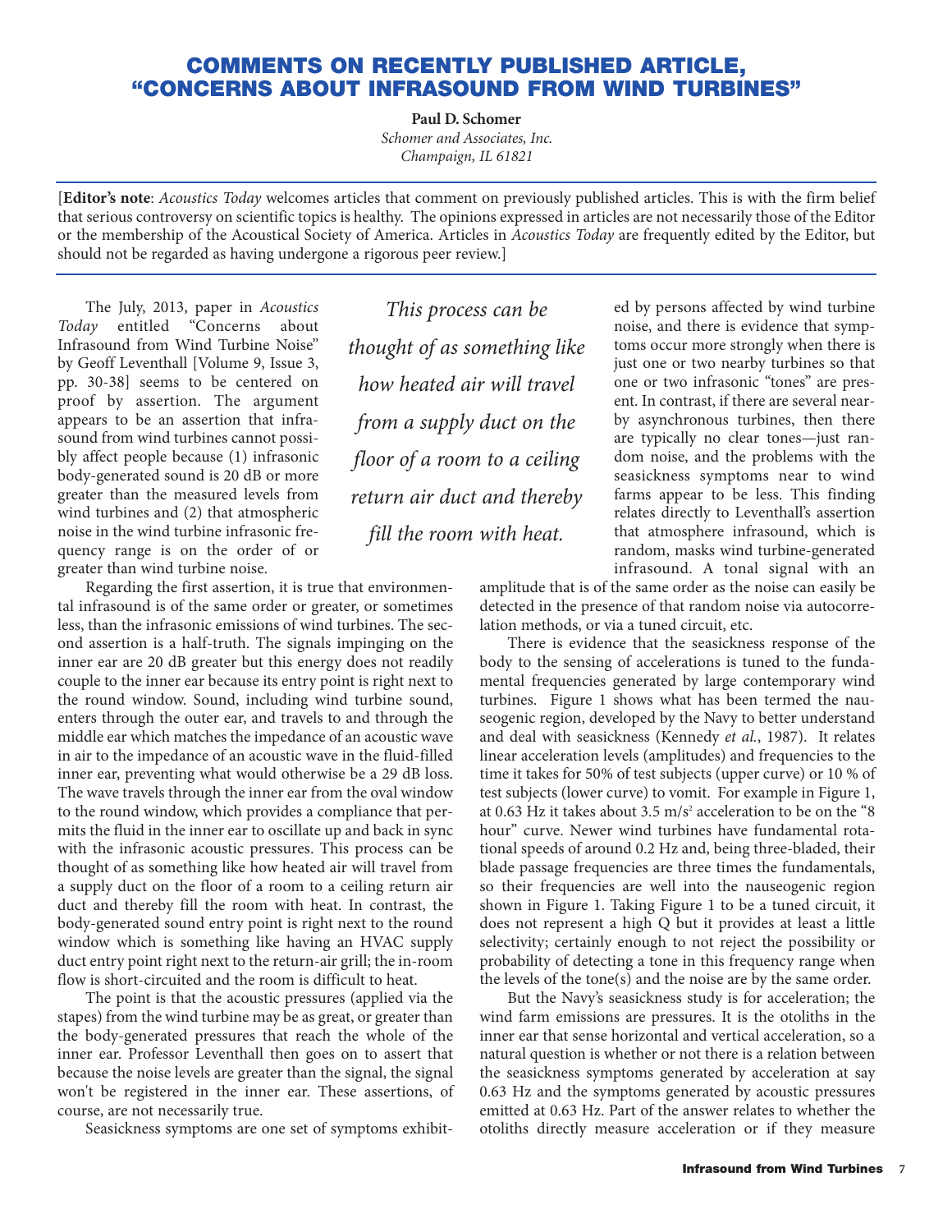# COMMENTS ON RECENTLY PUBLISHED ARTICLE, "CONCERNS ABOUT INFRASOUND FROM WIND TURBINES"

**Paul D. Schomer**
*Schomer and Associates, Inc.*
*Champaign, IL 61821*

[**Editor's note**: *Acoustics Today* welcomes articles that comment on previously published articles. This is with the firm belief that serious controversy on scientific topics is healthy. The opinions expressed in articles are not necessarily those of the Editor or the membership of the Acoustical Society of America. Articles in *Acoustics Today* are frequently edited by the Editor, but should not be regarded as having undergone a rigorous peer review.]

The July, 2013, paper in *Acoustics Today* entitled "Concerns about Infrasound from Wind Turbine Noise" by Geoff Leventhall [Volume 9, Issue 3, pp. 30-38] seems to be centered on proof by assertion. The argument appears to be an assertion that infrasound from wind turbines cannot possibly affect people because (1) infrasonic body-generated sound is 20 dB or more greater than the measured levels from wind turbines and (2) that atmospheric noise in the wind turbine infrasonic frequency range is on the order of or greater than wind turbine noise.

Regarding the first assertion, it is true that environmental infrasound is of the same order or greater, or sometimes less, than the infrasonic emissions of wind turbines. The second assertion is a half-truth. The signals impinging on the inner ear are 20 dB greater but this energy does not readily couple to the inner ear because its entry point is right next to the round window. Sound, including wind turbine sound, enters through the outer ear, and travels to and through the middle ear which matches the impedance of an acoustic wave in air to the impedance of an acoustic wave in the fluid-filled inner ear, preventing what would otherwise be a 29 dB loss. The wave travels through the inner ear from the oval window to the round window, which provides a compliance that permits the fluid in the inner ear to oscillate up and back in sync with the infrasonic acoustic pressures. This process can be thought of as something like how heated air will travel from a supply duct on the floor of a room to a ceiling return air duct and thereby fill the room with heat. In contrast, the body-generated sound entry point is right next to the round window which is something like having an HVAC supply duct entry point right next to the return-air grill; the in-room flow is short-circuited and the room is difficult to heat.

The point is that the acoustic pressures (applied via the stapes) from the wind turbine may be as great, or greater than the body-generated pressures that reach the whole of the inner ear. Professor Leventhall then goes on to assert that because the noise levels are greater than the signal, the signal won't be registered in the inner ear. These assertions, of course, are not necessarily true.

> *This process can be thought of as something like how heated air will travel from a supply duct on the floor of a room to a ceiling return air duct and thereby fill the room with heat.*

Seasickness symptoms are one set of symptoms exhibited by persons affected by wind turbine noise, and there is evidence that symptoms occur more strongly when there is just one or two nearby turbines so that one or two infrasonic "tones" are present. In contrast, if there are several nearby asynchronous turbines, then there are typically no clear tones—just random noise, and the problems with the seasickness symptoms near to wind farms appear to be less. This finding relates directly to Leventhall's assertion that atmosphere infrasound, which is random, masks wind turbine-generated infrasound. A tonal signal with an amplitude that is of the same order as the noise can easily be detected in the presence of that random noise via autocorrelation methods, or via a tuned circuit, etc.

There is evidence that the seasickness response of the body to the sensing of accelerations is tuned to the fundamental frequencies generated by large contemporary wind turbines. Figure 1 shows what has been termed the nauseogenic region, developed by the Navy to better understand and deal with seasickness (Kennedy *et al.*, 1987). It relates linear acceleration levels (amplitudes) and frequencies to the time it takes for 50% of test subjects (upper curve) or 10 % of test subjects (lower curve) to vomit. For example in Figure 1, at 0.63 Hz it takes about 3.5 m/s$^2$ acceleration to be on the "8 hour" curve. Newer wind turbines have fundamental rotational speeds of around 0.2 Hz and, being three-bladed, their blade passage frequencies are three times the fundamentals, so their frequencies are well into the nauseogenic region shown in Figure 1. Taking Figure 1 to be a tuned circuit, it does not represent a high Q but it provides at least a little selectivity; certainly enough to not reject the possibility or probability of detecting a tone in this frequency range when the levels of the tone(s) and the noise are by the same order.

But the Navy's seasickness study is for acceleration; the wind farm emissions are pressures. It is the otoliths in the inner ear that sense horizontal and vertical acceleration, so a natural question is whether or not there is a relation between the seasickness symptoms generated by acceleration at say 0.63 Hz and the symptoms generated by acoustic pressures emitted at 0.63 Hz. Part of the answer relates to whether the otoliths directly measure acceleration or if they measure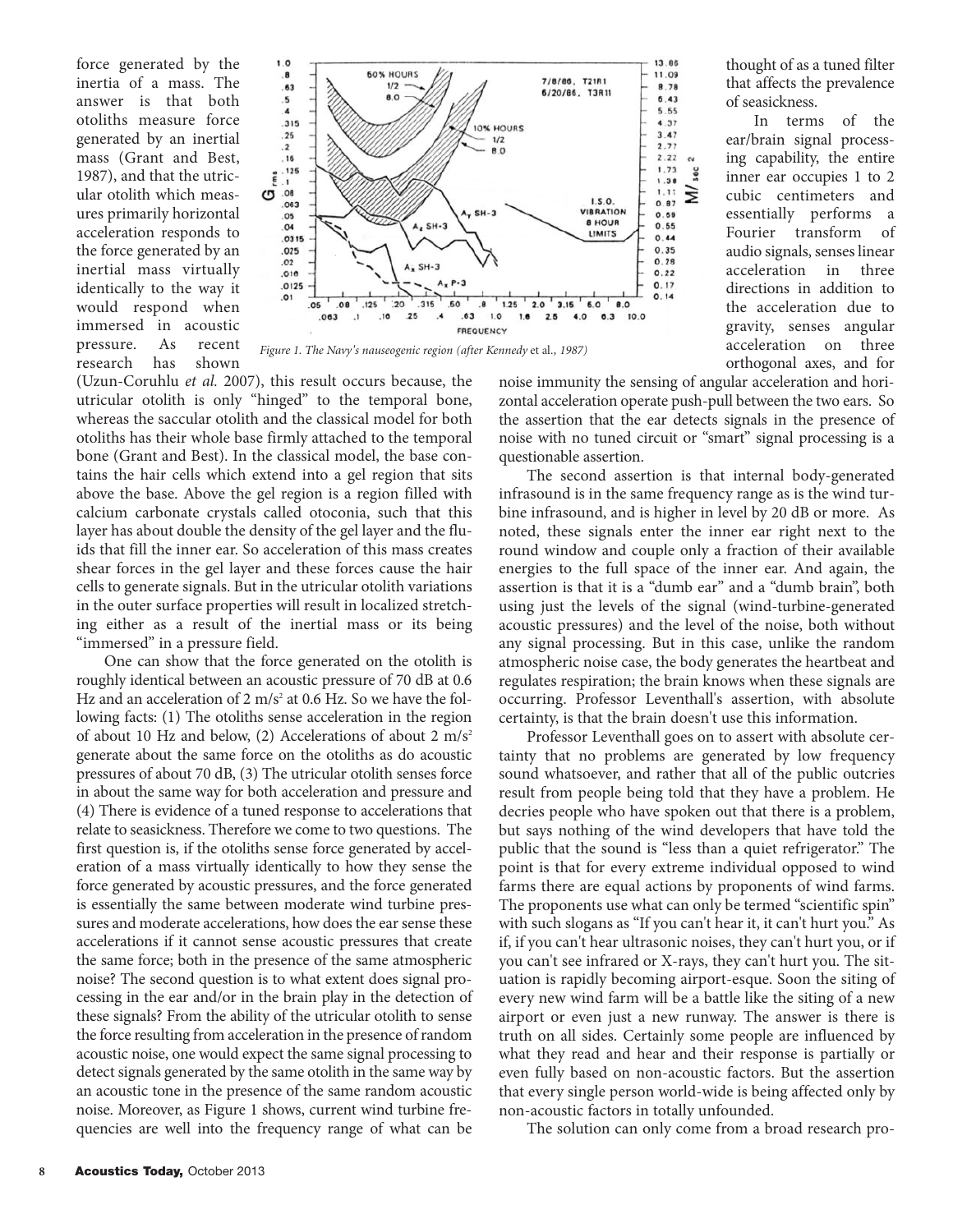force generated by the inertia of a mass. The answer is that both otoliths measure force generated by an inertial mass (Grant and Best, 1987), and that the utricular otolith which measures primarily horizontal acceleration responds to the force generated by an inertial mass virtually identically to the way it would respond when immersed in acoustic pressure. As recent research has shown (Uzun-Coruhlu *et al.* 2007), this result occurs because, the utricular otolith is only "hinged" to the temporal bone, whereas the saccular otolith and the classical model for both otoliths has their whole base firmly attached to the temporal bone (Grant and Best). In the classical model, the base contains the hair cells which extend into a gel region that sits above the base. Above the gel region is a region filled with calcium carbonate crystals called otoconia, such that this layer has about double the density of the gel layer and the fluids that fill the inner ear. So acceleration of this mass creates shear forces in the gel layer and these forces cause the hair cells to generate signals. But in the utricular otolith variations in the outer surface properties will result in localized stretching either as a result of the inertial mass or its being "immersed" in a pressure field.

One can show that the force generated on the otolith is roughly identical between an acoustic pressure of 70 dB at 0.6 Hz and an acceleration of 2 $m/s^2$ at 0.6 Hz. So we have the following facts: (1) The otoliths sense acceleration in the region of about 10 Hz and below, (2) Accelerations of about 2 $m/s^2$ generate about the same force on the otoliths as do acoustic pressures of about 70 dB, (3) The utricular otolith senses force in about the same way for both acceleration and pressure and (4) There is evidence of a tuned response to accelerations that relate to seasickness. Therefore we come to two questions. The first question is, if the otoliths sense force generated by acceleration of a mass virtually identically to how they sense the force generated by acoustic pressures, and the force generated is essentially the same between moderate wind turbine pressures and moderate accelerations, how does the ear sense these accelerations if it cannot sense acoustic pressures that create the same force; both in the presence of the same atmospheric noise? The second question is to what extent does signal processing in the ear and/or in the brain play in the detection of these signals? From the ability of the utricular otolith to sense the force resulting from acceleration in the presence of random acoustic noise, one would expect the same signal processing to detect signals generated by the same otolith in the same way by an acoustic tone in the presence of the same random acoustic noise. Moreover, as Figure 1 shows, current wind turbine frequencies are well into the frequency range of what can be thought of as a tuned filter that affects the prevalence of seasickness.

*Figure 1. The Navy's nauseogenic region (after Kennedy* et al.*, 1987)*

In terms of the ear/brain signal processing capability, the entire inner ear occupies 1 to 2 cubic centimeters and essentially performs a Fourier transform of audio signals, senses linear acceleration in three directions in addition to the acceleration due to gravity, senses angular acceleration on three orthogonal axes, and for noise immunity the sensing of angular acceleration and horizontal acceleration operate push-pull between the two ears. So the assertion that the ear detects signals in the presence of noise with no tuned circuit or "smart" signal processing is a questionable assertion.

The second assertion is that internal body-generated infrasound is in the same frequency range as is the wind turbine infrasound, and is higher in level by 20 dB or more. As noted, these signals enter the inner ear right next to the round window and couple only a fraction of their available energies to the full space of the inner ear. And again, the assertion is that it is a "dumb ear" and a "dumb brain", both using just the levels of the signal (wind-turbine-generated acoustic pressures) and the level of the noise, both without any signal processing. But in this case, unlike the random atmospheric noise case, the body generates the heartbeat and regulates respiration; the brain knows when these signals are occurring. Professor Leventhall's assertion, with absolute certainty, is that the brain doesn't use this information.

Professor Leventhall goes on to assert with absolute certainty that no problems are generated by low frequency sound whatsoever, and rather that all of the public outcries result from people being told that they have a problem. He decries people who have spoken out that there is a problem, but says nothing of the wind developers that have told the public that the sound is "less than a quiet refrigerator." The point is that for every extreme individual opposed to wind farms there are equal actions by proponents of wind farms. The proponents use what can only be termed "scientific spin" with such slogans as "If you can't hear it, it can't hurt you." As if, if you can't hear ultrasonic noises, they can't hurt you, or if you can't see infrared or X-rays, they can't hurt you. The situation is rapidly becoming airport-esque. Soon the siting of every new wind farm will be a battle like the siting of a new airport or even just a new runway. The answer is there is truth on all sides. Certainly some people are influenced by what they read and hear and their response is partially or even fully based on non-acoustic factors. But the assertion that every single person world-wide is being affected only by non-acoustic factors in totally unfounded.

The solution can only come from a broad research pro-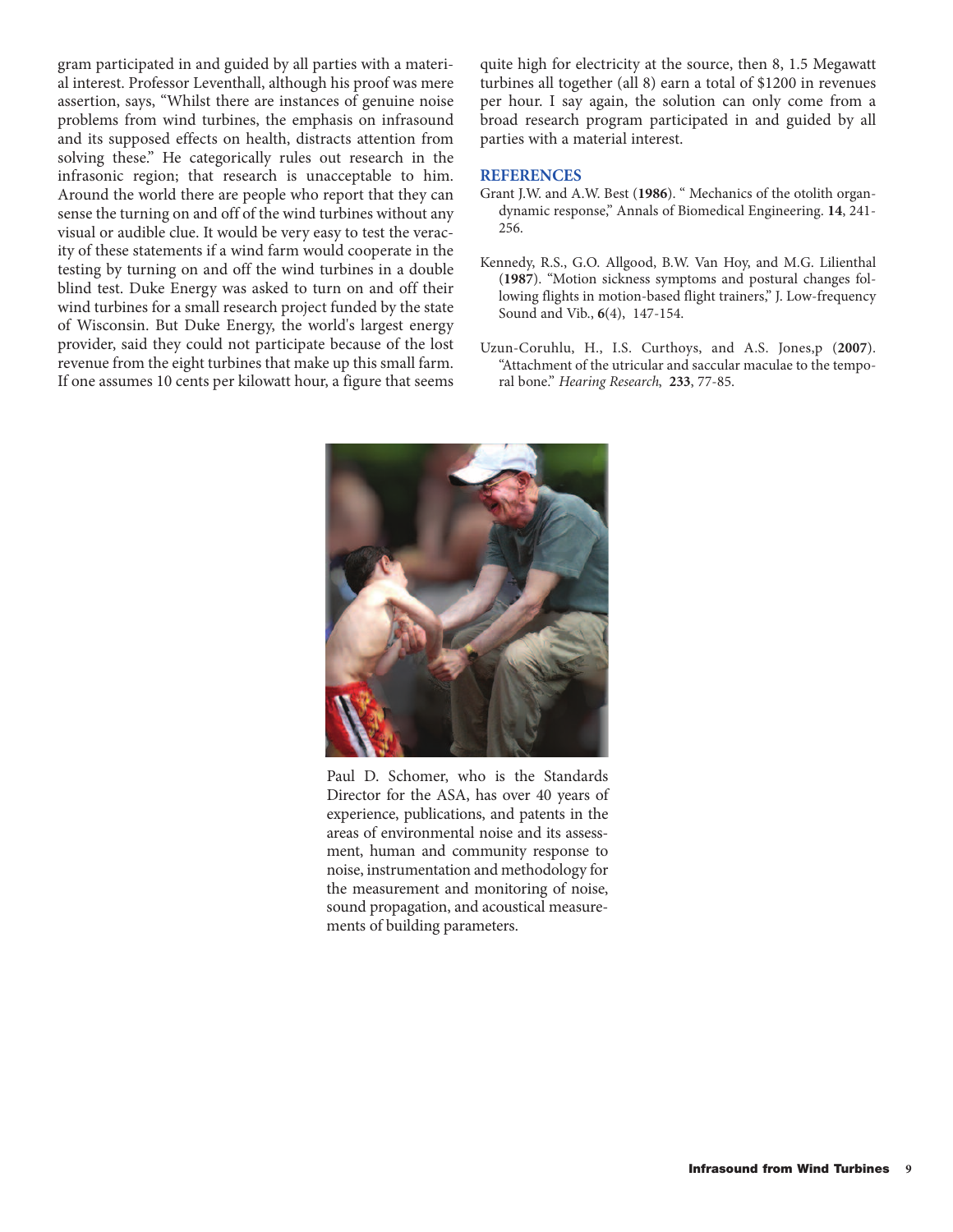gram participated in and guided by all parties with a material interest. Professor Leventhall, although his proof was mere assertion, says, "Whilst there are instances of genuine noise problems from wind turbines, the emphasis on infrasound and its supposed effects on health, distracts attention from solving these." He categorically rules out research in the infrasonic region; that research is unacceptable to him. Around the world there are people who report that they can sense the turning on and off of the wind turbines without any visual or audible clue. It would be very easy to test the veracity of these statements if a wind farm would cooperate in the testing by turning on and off the wind turbines in a double blind test. Duke Energy was asked to turn on and off their wind turbines for a small research project funded by the state of Wisconsin. But Duke Energy, the world's largest energy provider, said they could not participate because of the lost revenue from the eight turbines that make up this small farm. If one assumes 10 cents per kilowatt hour, a figure that seems quite high for electricity at the source, then 8, 1.5 Megawatt turbines all together (all 8) earn a total of $1200 in revenues per hour. I say again, the solution can only come from a broad research program participated in and guided by all parties with a material interest.

## REFERENCES

Grant J.W. and A.W. Best (**1986**). " Mechanics of the otolith organ-dynamic response," Annals of Biomedical Engineering. **14**, 241-256.

Kennedy, R.S., G.O. Allgood, B.W. Van Hoy, and M.G. Lilienthal (**1987**). "Motion sickness symptoms and postural changes following flights in motion-based flight trainers," J. Low-frequency Sound and Vib., **6**(4), 147-154.

Uzun-Coruhlu, H., I.S. Curthoys, and A.S. Jones,p (**2007**). "Attachment of the utricular and saccular maculae to the temporal bone." *Hearing Research*, **233**, 77-85.

Paul D. Schomer, who is the Standards Director for the ASA, has over 40 years of experience, publications, and patents in the areas of environmental noise and its assessment, human and community response to noise, instrumentation and methodology for the measurement and monitoring of noise, sound propagation, and acoustical measurements of building parameters.